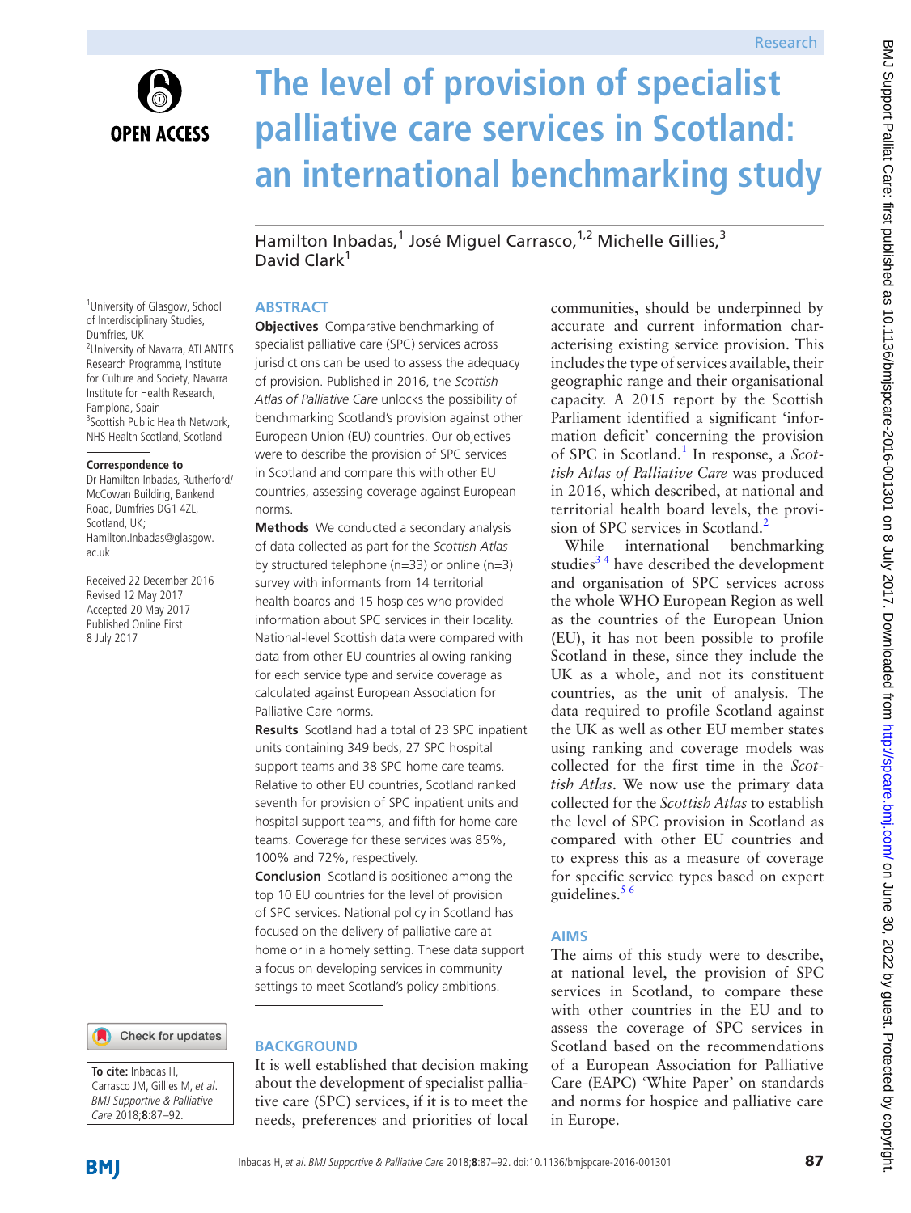# The level of provision of specialist palliative care services in Scotland: an international benchmarking study

Hamilton Inbadas,[1] José Miguel Carrasco,[1,2] Michelle Gillies,[3] David Clark[1]

[1]University of Glasgow, School of Interdisciplinary Studies, Dumfries, UK
[2]University of Navarra, ATLANTES Research Programme, Institute for Culture and Society, Navarra Institute for Health Research, Pamplona, Spain
[3]Scottish Public Health Network, NHS Health Scotland, Scotland

**Correspondence to**
Dr Hamilton Inbadas, Rutherford/McCowan Building, Bankend Road, Dumfries DG1 4ZL, Scotland, UK; Hamilton.Inbadas@glasgow.ac.uk

Received 22 December 2016
Revised 12 May 2017
Accepted 20 May 2017
Published Online First 8 July 2017

**To cite:** Inbadas H, Carrasco JM, Gillies M, *et al*. *BMJ Supportive & Palliative Care* 2018;**8**:87–92.

## ABSTRACT

**Objectives** Comparative benchmarking of specialist palliative care (SPC) services across jurisdictions can be used to assess the adequacy of provision. Published in 2016, the *Scottish Atlas of Palliative Care* unlocks the possibility of benchmarking Scotland's provision against other European Union (EU) countries. Our objectives were to describe the provision of SPC services in Scotland and compare this with other EU countries, assessing coverage against European norms.

**Methods** We conducted a secondary analysis of data collected as part for the *Scottish Atlas* by structured telephone (n=33) or online (n=3) survey with informants from 14 territorial health boards and 15 hospices who provided information about SPC services in their locality. National-level Scottish data were compared with data from other EU countries allowing ranking for each service type and service coverage as calculated against European Association for Palliative Care norms.

**Results** Scotland had a total of 23 SPC inpatient units containing 349 beds, 27 SPC hospital support teams and 38 SPC home care teams. Relative to other EU countries, Scotland ranked seventh for provision of SPC inpatient units and hospital support teams, and fifth for home care teams. Coverage for these services was 85%, 100% and 72%, respectively.

**Conclusion** Scotland is positioned among the top 10 EU countries for the level of provision of SPC services. National policy in Scotland has focused on the delivery of palliative care at home or in a homely setting. These data support a focus on developing services in community settings to meet Scotland's policy ambitions.

## BACKGROUND

It is well established that decision making about the development of specialist palliative care (SPC) services, if it is to meet the needs, preferences and priorities of local communities, should be underpinned by accurate and current information characterising existing service provision. This includes the type of services available, their geographic range and their organisational capacity. A 2015 report by the Scottish Parliament identified a significant 'information deficit' concerning the provision of SPC in Scotland.[1] In response, a *Scottish Atlas of Palliative Care* was produced in 2016, which described, at national and territorial health board levels, the provision of SPC services in Scotland.[2]

While international benchmarking studies[3,4] have described the development and organisation of SPC services across the whole WHO European Region as well as the countries of the European Union (EU), it has not been possible to profile Scotland in these, since they include the UK as a whole, and not its constituent countries, as the unit of analysis. The data required to profile Scotland against the UK as well as other EU member states using ranking and coverage models was collected for the first time in the *Scottish Atlas*. We now use the primary data collected for the *Scottish Atlas* to establish the level of SPC provision in Scotland as compared with other EU countries and to express this as a measure of coverage for specific service types based on expert guidelines.[5,6]

## AIMS

The aims of this study were to describe, at national level, the provision of SPC services in Scotland, to compare these with other countries in the EU and to assess the coverage of SPC services in Scotland based on the recommendations of a European Association for Palliative Care (EAPC) 'White Paper' on standards and norms for hospice and palliative care in Europe.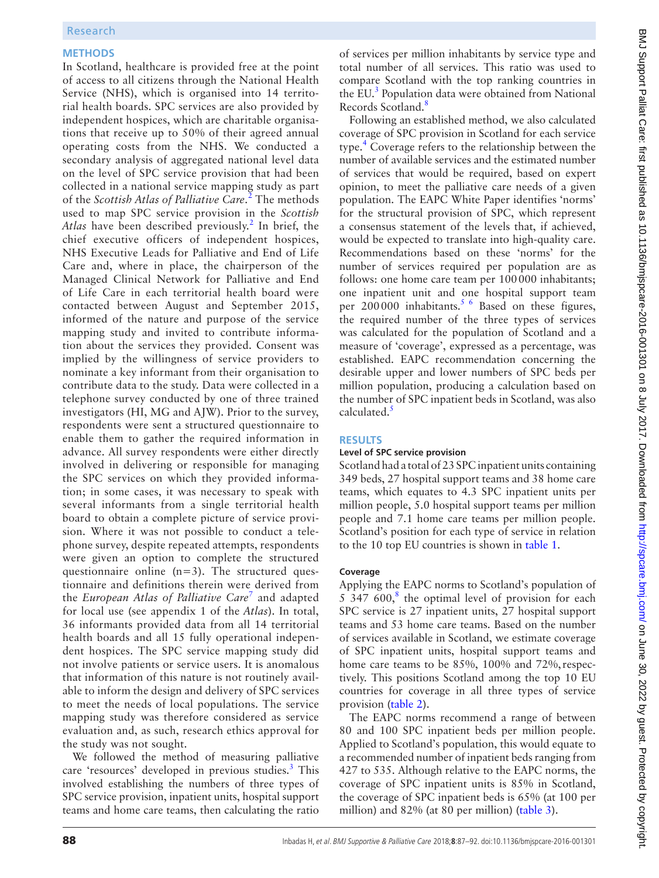## METHODS

In Scotland, healthcare is provided free at the point of access to all citizens through the National Health Service (NHS), which is organised into 14 territorial health boards. SPC services are also provided by independent hospices, which are charitable organisations that receive up to 50% of their agreed annual operating costs from the NHS. We conducted a secondary analysis of aggregated national level data on the level of SPC service provision that had been collected in a national service mapping study as part of the *Scottish Atlas of Palliative Care*.[2] The methods used to map SPC service provision in the *Scottish Atlas* have been described previously.[2] In brief, the chief executive officers of independent hospices, NHS Executive Leads for Palliative and End of Life Care and, where in place, the chairperson of the Managed Clinical Network for Palliative and End of Life Care in each territorial health board were contacted between August and September 2015, informed of the nature and purpose of the service mapping study and invited to contribute information about the services they provided. Consent was implied by the willingness of service providers to nominate a key informant from their organisation to contribute data to the study. Data were collected in a telephone survey conducted by one of three trained investigators (HI, MG and AJW). Prior to the survey, respondents were sent a structured questionnaire to enable them to gather the required information in advance. All survey respondents were either directly involved in delivering or responsible for managing the SPC services on which they provided information; in some cases, it was necessary to speak with several informants from a single territorial health board to obtain a complete picture of service provision. Where it was not possible to conduct a telephone survey, despite repeated attempts, respondents were given an option to complete the structured questionnaire online (n=3). The structured questionnaire and definitions therein were derived from the *European Atlas of Palliative Care*[7] and adapted for local use (see appendix 1 of the *Atlas*). In total, 36 informants provided data from all 14 territorial health boards and all 15 fully operational independent hospices. The SPC service mapping study did not involve patients or service users. It is anomalous that information of this nature is not routinely available to inform the design and delivery of SPC services to meet the needs of local populations. The service mapping study was therefore considered as service evaluation and, as such, research ethics approval for the study was not sought.

We followed the method of measuring palliative care 'resources' developed in previous studies.[3] This involved establishing the numbers of three types of SPC service provision, inpatient units, hospital support teams and home care teams, then calculating the ratio of services per million inhabitants by service type and total number of all services. This ratio was used to compare Scotland with the top ranking countries in the EU.[3] Population data were obtained from National Records Scotland.[8]

Following an established method, we also calculated coverage of SPC provision in Scotland for each service type.[4] Coverage refers to the relationship between the number of available services and the estimated number of services that would be required, based on expert opinion, to meet the palliative care needs of a given population. The EAPC White Paper identifies 'norms' for the structural provision of SPC, which represent a consensus statement of the levels that, if achieved, would be expected to translate into high-quality care. Recommendations based on these 'norms' for the number of services required per population are as follows: one home care team per 100 000 inhabitants; one inpatient unit and one hospital support team per 200 000 inhabitants.[5,6] Based on these figures, the required number of the three types of services was calculated for the population of Scotland and a measure of 'coverage', expressed as a percentage, was established. EAPC recommendation concerning the desirable upper and lower numbers of SPC beds per million population, producing a calculation based on the number of SPC inpatient beds in Scotland, was also calculated.[5]

## RESULTS

### Level of SPC service provision

Scotland had a total of 23 SPC inpatient units containing 349 beds, 27 hospital support teams and 38 home care teams, which equates to 4.3 SPC inpatient units per million people, 5.0 hospital support teams per million people and 7.1 home care teams per million people. Scotland's position for each type of service in relation to the 10 top EU countries is shown in table 1.

### Coverage

Applying the EAPC norms to Scotland's population of 5 347 600,[8] the optimal level of provision for each SPC service is 27 inpatient units, 27 hospital support teams and 53 home care teams. Based on the number of services available in Scotland, we estimate coverage of SPC inpatient units, hospital support teams and home care teams to be 85%, 100% and 72%, respectively. This positions Scotland among the top 10 EU countries for coverage in all three types of service provision (table 2).

The EAPC norms recommend a range of between 80 and 100 SPC inpatient beds per million people. Applied to Scotland's population, this would equate to a recommended number of inpatient beds ranging from 427 to 535. Although relative to the EAPC norms, the coverage of SPC inpatient units is 85% in Scotland, the coverage of SPC inpatient beds is 65% (at 100 per million) and 82% (at 80 per million) (table 3).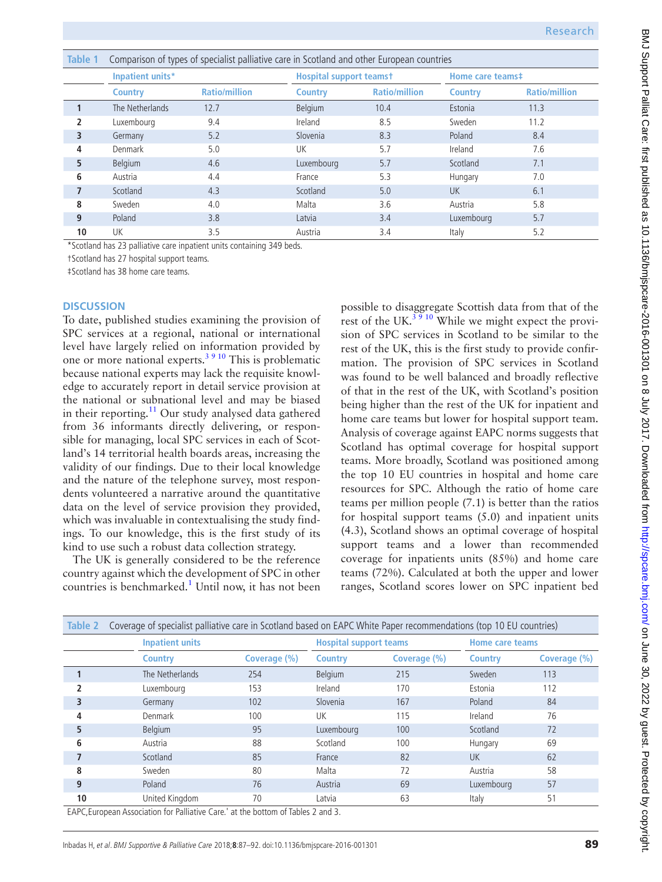Table 1 Comparison of types of specialist palliative care in Scotland and other European countries

| | Inpatient units* | | Hospital support teams† | | Home care teams‡ | |
|---|---|---|---|---|---|---|
| | Country | Ratio/million | Country | Ratio/million | Country | Ratio/million |
| 1 | The Netherlands | 12.7 | Belgium | 10.4 | Estonia | 11.3 |
| 2 | Luxembourg | 9.4 | Ireland | 8.5 | Sweden | 11.2 |
| 3 | Germany | 5.2 | Slovenia | 8.3 | Poland | 8.4 |
| 4 | Denmark | 5.0 | UK | 5.7 | Ireland | 7.6 |
| 5 | Belgium | 4.6 | Luxembourg | 5.7 | Scotland | 7.1 |
| 6 | Austria | 4.4 | France | 5.3 | Hungary | 7.0 |
| 7 | Scotland | 4.3 | Scotland | 5.0 | UK | 6.1 |
| 8 | Sweden | 4.0 | Malta | 3.6 | Austria | 5.8 |
| 9 | Poland | 3.8 | Latvia | 3.4 | Luxembourg | 5.7 |
| 10 | UK | 3.5 | Austria | 3.4 | Italy | 5.2 |

*Scotland has 23 palliative care inpatient units containing 349 beds.

†Scotland has 27 hospital support teams.

‡Scotland has 38 home care teams.

## DISCUSSION

To date, published studies examining the provision of SPC services at a regional, national or international level have largely relied on information provided by one or more national experts.[3 9 10] This is problematic because national experts may lack the requisite knowledge to accurately report in detail service provision at the national or subnational level and may be biased in their reporting.[11] Our study analysed data gathered from 36 informants directly delivering, or responsible for managing, local SPC services in each of Scotland's 14 territorial health boards areas, increasing the validity of our findings. Due to their local knowledge and the nature of the telephone survey, most respondents volunteered a narrative around the quantitative data on the level of service provision they provided, which was invaluable in contextualising the study findings. To our knowledge, this is the first study of its kind to use such a robust data collection strategy.

The UK is generally considered to be the reference country against which the development of SPC in other countries is benchmarked.[1] Until now, it has not been possible to disaggregate Scottish data from that of the rest of the UK.[3 9 10] While we might expect the provision of SPC services in Scotland to be similar to the rest of the UK, this is the first study to provide confirmation. The provision of SPC services in Scotland was found to be well balanced and broadly reflective of that in the rest of the UK, with Scotland's position being higher than the rest of the UK for inpatient and home care teams but lower for hospital support team. Analysis of coverage against EAPC norms suggests that Scotland has optimal coverage for hospital support teams. More broadly, Scotland was positioned among the top 10 EU countries in hospital and home care resources for SPC. Although the ratio of home care teams per million people (7.1) is better than the ratios for hospital support teams (5.0) and inpatient units (4.3), Scotland shows an optimal coverage of hospital support teams and a lower than recommended coverage for inpatients units (85%) and home care teams (72%). Calculated at both the upper and lower ranges, Scotland scores lower on SPC inpatient bed

Table 2 Coverage of specialist palliative care in Scotland based on EAPC White Paper recommendations (top 10 EU countries)

| | Inpatient units | | Hospital support teams | | Home care teams | |
|---|---|---|---|---|---|---|
| | Country | Coverage (%) | Country | Coverage (%) | Country | Coverage (%) |
| 1 | The Netherlands | 254 | Belgium | 215 | Sweden | 113 |
| 2 | Luxembourg | 153 | Ireland | 170 | Estonia | 112 |
| 3 | Germany | 102 | Slovenia | 167 | Poland | 84 |
| 4 | Denmark | 100 | UK | 115 | Ireland | 76 |
| 5 | Belgium | 95 | Luxembourg | 100 | Scotland | 72 |
| 6 | Austria | 88 | Scotland | 100 | Hungary | 69 |
| 7 | Scotland | 85 | France | 82 | UK | 62 |
| 8 | Sweden | 80 | Malta | 72 | Austria | 58 |
| 9 | Poland | 76 | Austria | 69 | Luxembourg | 57 |
| 10 | United Kingdom | 70 | Latvia | 63 | Italy | 51 |

EAPC,European Association for Palliative Care.' at the bottom of Tables 2 and 3.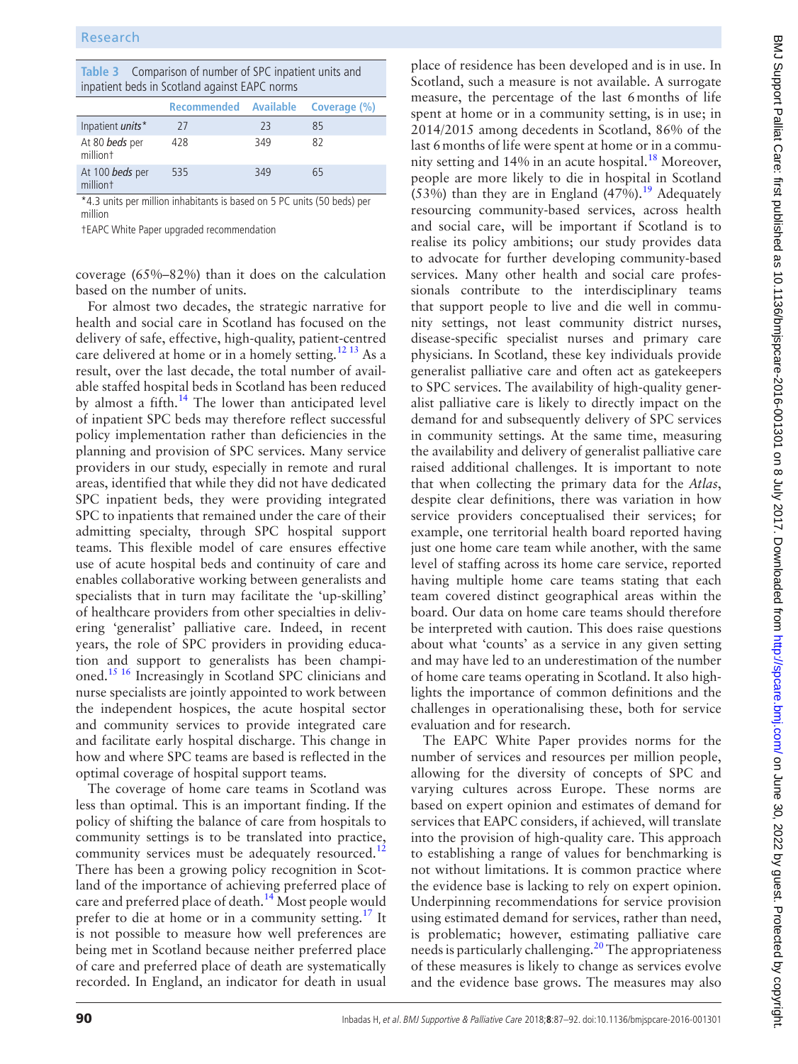**Table 3** Comparison of number of SPC inpatient units and inpatient beds in Scotland against EAPC norms

| | Recommended | Available | Coverage (%) |
|---|---|---|---|
| Inpatient *units** | 27 | 23 | 85 |
| At 80 *beds* per million† | 428 | 349 | 82 |
| At 100 *beds* per million† | 535 | 349 | 65 |

*4.3 units per million inhabitants is based on 5 PC units (50 beds) per million

†EAPC White Paper upgraded recommendation

coverage (65%–82%) than it does on the calculation based on the number of units.

For almost two decades, the strategic narrative for health and social care in Scotland has focused on the delivery of safe, effective, high-quality, patient-centred care delivered at home or in a homely setting.[12 13] As a result, over the last decade, the total number of available staffed hospital beds in Scotland has been reduced by almost a fifth.[14] The lower than anticipated level of inpatient SPC beds may therefore reflect successful policy implementation rather than deficiencies in the planning and provision of SPC services. Many service providers in our study, especially in remote and rural areas, identified that while they did not have dedicated SPC inpatient beds, they were providing integrated SPC to inpatients that remained under the care of their admitting specialty, through SPC hospital support teams. This flexible model of care ensures effective use of acute hospital beds and continuity of care and enables collaborative working between generalists and specialists that in turn may facilitate the 'up-skilling' of healthcare providers from other specialties in delivering 'generalist' palliative care. Indeed, in recent years, the role of SPC providers in providing education and support to generalists has been championed.[15 16] Increasingly in Scotland SPC clinicians and nurse specialists are jointly appointed to work between the independent hospices, the acute hospital sector and community services to provide integrated care and facilitate early hospital discharge. This change in how and where SPC teams are based is reflected in the optimal coverage of hospital support teams.

The coverage of home care teams in Scotland was less than optimal. This is an important finding. If the policy of shifting the balance of care from hospitals to community settings is to be translated into practice, community services must be adequately resourced.[12] There has been a growing policy recognition in Scotland of the importance of achieving preferred place of care and preferred place of death.[14] Most people would prefer to die at home or in a community setting.[17] It is not possible to measure how well preferences are being met in Scotland because neither preferred place of care and preferred place of death are systematically recorded. In England, an indicator for death in usual place of residence has been developed and is in use. In Scotland, such a measure is not available. A surrogate measure, the percentage of the last 6 months of life spent at home or in a community setting, is in use; in 2014/2015 among decedents in Scotland, 86% of the last 6 months of life were spent at home or in a community setting and 14% in an acute hospital.[18] Moreover, people are more likely to die in hospital in Scotland (53%) than they are in England (47%).[19] Adequately resourcing community-based services, across health and social care, will be important if Scotland is to realise its policy ambitions; our study provides data to advocate for further developing community-based services. Many other health and social care professionals contribute to the interdisciplinary teams that support people to live and die well in community settings, not least community district nurses, disease-specific specialist nurses and primary care physicians. In Scotland, these key individuals provide generalist palliative care and often act as gatekeepers to SPC services. The availability of high-quality generalist palliative care is likely to directly impact on the demand for and subsequently delivery of SPC services in community settings. At the same time, measuring the availability and delivery of generalist palliative care raised additional challenges. It is important to note that when collecting the primary data for the *Atlas*, despite clear definitions, there was variation in how service providers conceptualised their services; for example, one territorial health board reported having just one home care team while another, with the same level of staffing across its home care service, reported having multiple home care teams stating that each team covered distinct geographical areas within the board. Our data on home care teams should therefore be interpreted with caution. This does raise questions about what 'counts' as a service in any given setting and may have led to an underestimation of the number of home care teams operating in Scotland. It also highlights the importance of common definitions and the challenges in operationalising these, both for service evaluation and for research.

The EAPC White Paper provides norms for the number of services and resources per million people, allowing for the diversity of concepts of SPC and varying cultures across Europe. These norms are based on expert opinion and estimates of demand for services that EAPC considers, if achieved, will translate into the provision of high-quality care. This approach to establishing a range of values for benchmarking is not without limitations. It is common practice where the evidence base is lacking to rely on expert opinion. Underpinning recommendations for service provision using estimated demand for services, rather than need, is problematic; however, estimating palliative care needs is particularly challenging.[20] The appropriateness of these measures is likely to change as services evolve and the evidence base grows. The measures may also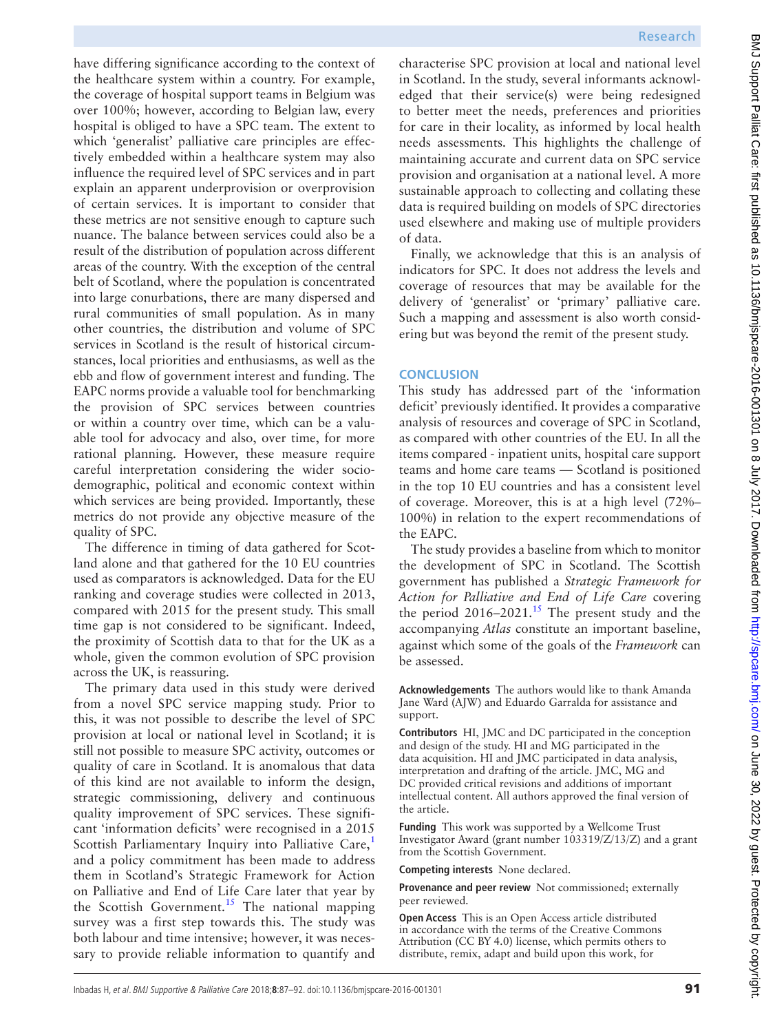have differing significance according to the context of the healthcare system within a country. For example, the coverage of hospital support teams in Belgium was over 100%; however, according to Belgian law, every hospital is obliged to have a SPC team. The extent to which 'generalist' palliative care principles are effectively embedded within a healthcare system may also influence the required level of SPC services and in part explain an apparent underprovision or overprovision of certain services. It is important to consider that these metrics are not sensitive enough to capture such nuance. The balance between services could also be a result of the distribution of population across different areas of the country. With the exception of the central belt of Scotland, where the population is concentrated into large conurbations, there are many dispersed and rural communities of small population. As in many other countries, the distribution and volume of SPC services in Scotland is the result of historical circumstances, local priorities and enthusiasms, as well as the ebb and flow of government interest and funding. The EAPC norms provide a valuable tool for benchmarking the provision of SPC services between countries or within a country over time, which can be a valuable tool for advocacy and also, over time, for more rational planning. However, these measure require careful interpretation considering the wider sociodemographic, political and economic context within which services are being provided. Importantly, these metrics do not provide any objective measure of the quality of SPC.

The difference in timing of data gathered for Scotland alone and that gathered for the 10 EU countries used as comparators is acknowledged. Data for the EU ranking and coverage studies were collected in 2013, compared with 2015 for the present study. This small time gap is not considered to be significant. Indeed, the proximity of Scottish data to that for the UK as a whole, given the common evolution of SPC provision across the UK, is reassuring.

The primary data used in this study were derived from a novel SPC service mapping study. Prior to this, it was not possible to describe the level of SPC provision at local or national level in Scotland; it is still not possible to measure SPC activity, outcomes or quality of care in Scotland. It is anomalous that data of this kind are not available to inform the design, strategic commissioning, delivery and continuous quality improvement of SPC services. These significant 'information deficits' were recognised in a 2015 Scottish Parliamentary Inquiry into Palliative Care,[1] and a policy commitment has been made to address them in Scotland's Strategic Framework for Action on Palliative and End of Life Care later that year by the Scottish Government.[15] The national mapping survey was a first step towards this. The study was both labour and time intensive; however, it was necessary to provide reliable information to quantify and characterise SPC provision at local and national level in Scotland. In the study, several informants acknowledged that their service(s) were being redesigned to better meet the needs, preferences and priorities for care in their locality, as informed by local health needs assessments. This highlights the challenge of maintaining accurate and current data on SPC service provision and organisation at a national level. A more sustainable approach to collecting and collating these data is required building on models of SPC directories used elsewhere and making use of multiple providers of data.

Finally, we acknowledge that this is an analysis of indicators for SPC. It does not address the levels and coverage of resources that may be available for the delivery of 'generalist' or 'primary' palliative care. Such a mapping and assessment is also worth considering but was beyond the remit of the present study.

## CONCLUSION

This study has addressed part of the 'information deficit' previously identified. It provides a comparative analysis of resources and coverage of SPC in Scotland, as compared with other countries of the EU. In all the items compared - inpatient units, hospital care support teams and home care teams — Scotland is positioned in the top 10 EU countries and has a consistent level of coverage. Moreover, this is at a high level (72%–100%) in relation to the expert recommendations of the EAPC.

The study provides a baseline from which to monitor the development of SPC in Scotland. The Scottish government has published a *Strategic Framework for Action for Palliative and End of Life Care* covering the period 2016–2021.[15] The present study and the accompanying *Atlas* constitute an important baseline, against which some of the goals of the *Framework* can be assessed.

**Acknowledgements** The authors would like to thank Amanda Jane Ward (AJW) and Eduardo Garralda for assistance and support.

**Contributors** HI, JMC and DC participated in the conception and design of the study. HI and MG participated in the data acquisition. HI and JMC participated in data analysis, interpretation and drafting of the article. JMC, MG and DC provided critical revisions and additions of important intellectual content. All authors approved the final version of the article.

**Funding** This work was supported by a Wellcome Trust Investigator Award (grant number 103319/Z/13/Z) and a grant from the Scottish Government.

**Competing interests** None declared.

**Provenance and peer review** Not commissioned; externally peer reviewed.

**Open Access** This is an Open Access article distributed in accordance with the terms of the Creative Commons Attribution (CC BY 4.0) license, which permits others to distribute, remix, adapt and build upon this work, for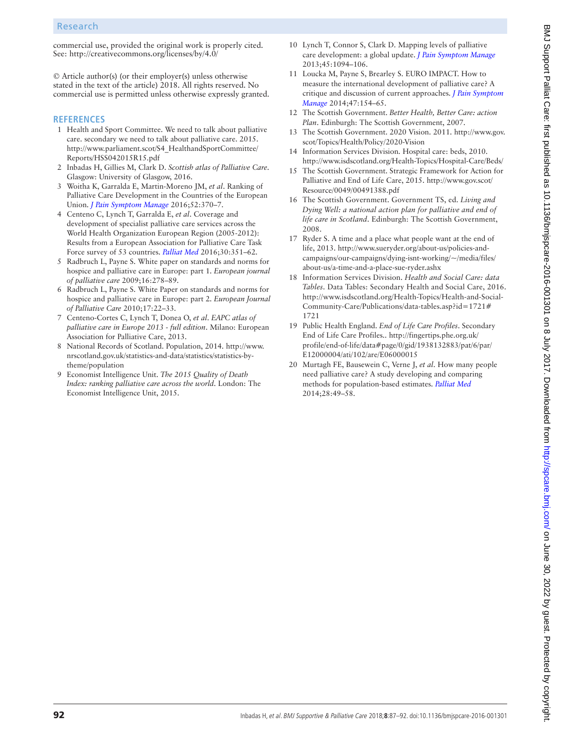commercial use, provided the original work is properly cited. See: http://creativecommons.org/licenses/by/4.0/

© Article author(s) (or their employer(s) unless otherwise stated in the text of the article) 2018. All rights reserved. No commercial use is permitted unless otherwise expressly granted.

## REFERENCES

1. Health and Sport Committee. We need to talk about palliative care. secondary we need to talk about palliative care. 2015. http://www.parliament.scot/S4_HealthandSportCommittee/Reports/HSS042015R15.pdf
2. Inbadas H, Gillies M, Clark D. *Scottish atlas of Palliative Care*. Glasgow: University of Glasgow, 2016.
3. Woitha K, Garralda E, Martin-Moreno JM, *et al*. Ranking of Palliative Care Development in the Countries of the European Union. *J Pain Symptom Manage* 2016;52:370–7.
4. Centeno C, Lynch T, Garralda E, *et al*. Coverage and development of specialist palliative care services across the World Health Organization European Region (2005-2012): Results from a European Association for Palliative Care Task Force survey of 53 countries. *Palliat Med* 2016;30:351–62.
5. Radbruch L, Payne S. White paper on standards and norms for hospice and palliative care in Europe: part 1. *European journal of palliative care* 2009;16:278–89.
6. Radbruch L, Payne S. White Paper on standards and norms for hospice and palliative care in Europe: part 2. *European Journal of Palliative Care* 2010;17:22–33.
7. Centeno-Cortes C, Lynch T, Donea O, *et al*. *EAPC atlas of palliative care in Europe 2013 - full edition*. Milano: European Association for Palliative Care, 2013.
8. National Records of Scotland. Population, 2014. http://www.nrscotland.gov.uk/statistics-and-data/statistics/statistics-by-theme/population
9. Economist Intelligence Unit. *The 2015 Quality of Death Index: ranking palliative care across the world*. London: The Economist Intelligence Unit, 2015.
10. Lynch T, Connor S, Clark D. Mapping levels of palliative care development: a global update. *J Pain Symptom Manage* 2013;45:1094–106.
11. Loucka M, Payne S, Brearley S. EURO IMPACT. How to measure the international development of palliative care? A critique and discussion of current approaches. *J Pain Symptom Manage* 2014;47:154–65.
12. The Scottish Government. *Better Health, Better Care: action Plan*. Edinburgh: The Scottish Government, 2007.
13. The Scottish Government. 2020 Vision. 2011. http://www.gov.scot/Topics/Health/Policy/2020-Vision
14. Information Services Division. Hospital care: beds, 2010. http://www.isdscotland.org/Health-Topics/Hospital-Care/Beds/
15. The Scottish Government. Strategic Framework for Action for Palliative and End of Life Care, 2015. http://www.gov.scot/Resource/0049/00491388.pdf
16. The Scottish Government. Government TS, ed. *Living and Dying Well: a national action plan for palliative and end of life care in Scotland*. Edinburgh: The Scottish Government, 2008.
17. Ryder S. A time and a place what people want at the end of life, 2013. http://www.sueryder.org/about-us/policies-and-campaigns/our-campaigns/dying-isnt-working/~/media/files/about-us/a-time-and-a-place-sue-ryder.ashx
18. Information Services Division. *Health and Social Care: data Tables*. Data Tables: Secondary Health and Social Care, 2016. http://www.isdscotland.org/Health-Topics/Health-and-Social-Community-Care/Publications/data-tables.asp?id=1721#1721
19. Public Health England. *End of Life Care Profiles*. Secondary End of Life Care Profiles.. http://fingertips.phe.org.uk/profile/end-of-life/data#page/0/gid/1938132883/pat/6/par/E12000004/ati/102/are/E06000015
20. Murtagh FE, Bausewein C, Verne J, *et al*. How many people need palliative care? A study developing and comparing methods for population-based estimates. *Palliat Med* 2014;28:49–58.